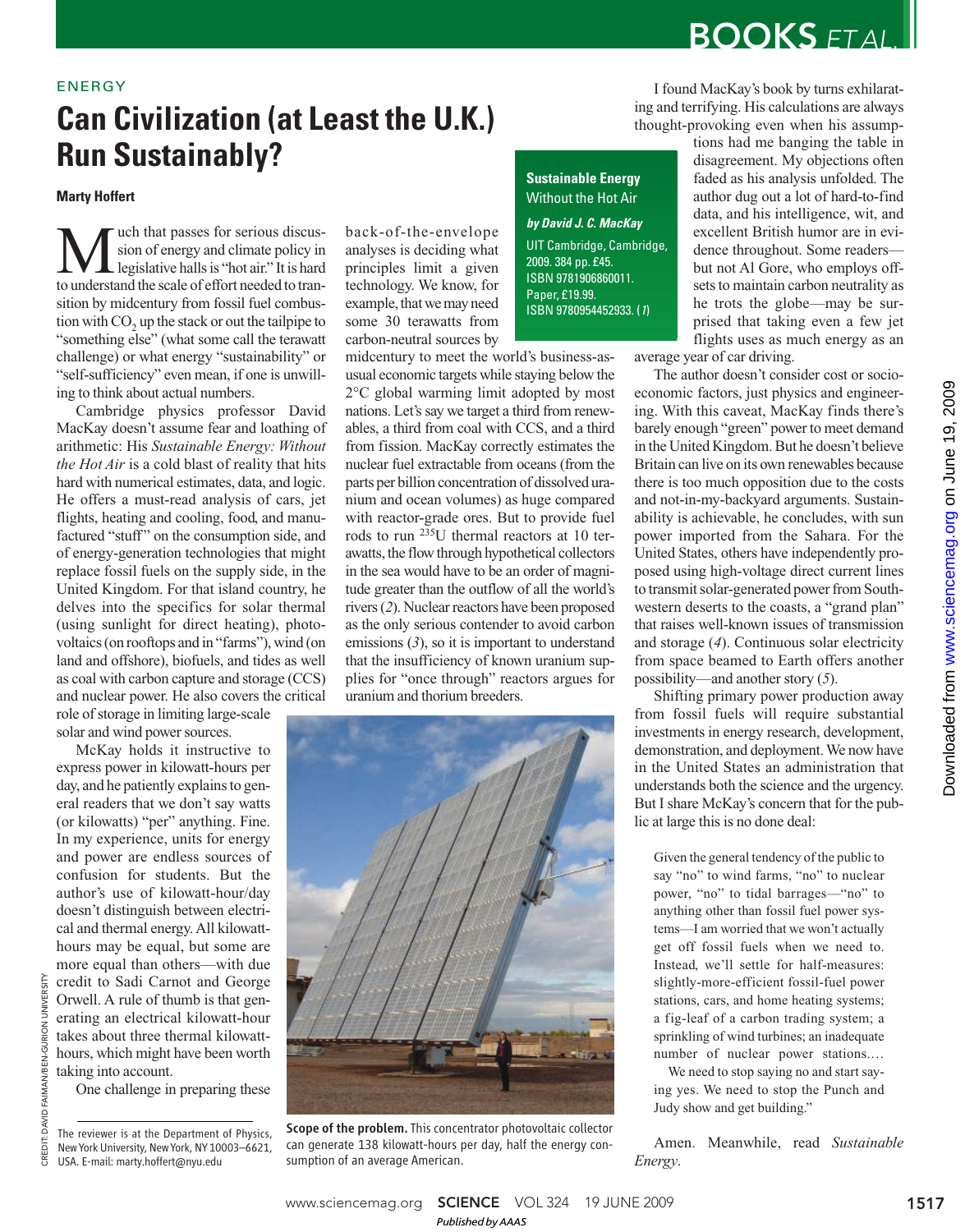ENERGY

# Can Civilization (at Least the U.K.) Run Sustainably?

**Marty Hoffert**

Much that passes for serious discussion of energy and climate policy in legislative halls is "hot air." It is hard to understand the scale of effort needed to transition by midcentury from fossil fuel combustion with $CO_2$ up the stack or out the tailpipe to "something else" (what some call the terawatt challenge) or what energy "sustainability" or "self-sufficiency" even mean, if one is unwilling to think about actual numbers.

Cambridge physics professor David MacKay doesn't assume fear and loathing of arithmetic: His *Sustainable Energy: Without the Hot Air* is a cold blast of reality that hits hard with numerical estimates, data, and logic. He offers a must-read analysis of cars, jet flights, heating and cooling, food, and manufactured "stuff" on the consumption side, and of energy-generation technologies that might replace fossil fuels on the supply side, in the United Kingdom. For that island country, he delves into the specifics for solar thermal (using sunlight for direct heating), photovoltaics (on rooftops and in "farms"), wind (on land and offshore), biofuels, and tides as well as coal with carbon capture and storage (CCS) and nuclear power. He also covers the critical role of storage in limiting large-scale solar and wind power sources.

McKay holds it instructive to express power in kilowatt-hours per day, and he patiently explains to general readers that we don't say watts (or kilowatts) "per" anything. Fine. In my experience, units for energy and power are endless sources of confusion for students. But the author's use of kilowatt-hour/day doesn't distinguish between electrical and thermal energy. All kilowatt-hours may be equal, but some are more equal than others—with due credit to Sadi Carnot and George Orwell. A rule of thumb is that generating an electrical kilowatt-hour takes about three thermal kilowatt-hours, which might have been worth taking into account.

One challenge in preparing these back-of-the-envelope analyses is deciding what principles limit a given technology. We know, for example, that we may need some 30 terawatts from carbon-neutral sources by midcentury to meet the world's business-as-usual economic targets while staying below the 2°C global warming limit adopted by most nations. Let's say we target a third from renewables, a third from coal with CCS, and a third from fission. MacKay correctly estimates the nuclear fuel extractable from oceans (from the parts per billion concentration of dissolved uranium and ocean volumes) as huge compared with reactor-grade ores. But to provide fuel rods to run $^{235}U$ thermal reactors at 10 terawatts, the flow through hypothetical collectors in the sea would have to be an order of magnitude greater than the outflow of all the world's rivers (*2*). Nuclear reactors have been proposed as the only serious contender to avoid carbon emissions (*3*), so it is important to understand that the insufficiency of known uranium supplies for "once through" reactors argues for uranium and thorium breeders.

**Sustainable Energy**
Without the Hot Air

***by David J. C. MacKay***

UIT Cambridge, Cambridge, 2009. 384 pp. £45. ISBN 9781906860011. Paper, £19.99. ISBN 9780954452933. (*1*)

Scope of the problem. This concentrator photovoltaic collector can generate 138 kilowatt-hours per day, half the energy consumption of an average American.

I found MacKay's book by turns exhilarating and terrifying. His calculations are always thought-provoking even when his assumptions had me banging the table in disagreement. My objections often faded as his analysis unfolded. The author dug out a lot of hard-to-find data, and his intelligence, wit, and excellent British humor are in evidence throughout. Some readers—but not Al Gore, who employs offsets to maintain carbon neutrality as he trots the globe—may be surprised that taking even a few jet flights uses as much energy as an average year of car driving.

The author doesn't consider cost or socioeconomic factors, just physics and engineering. With this caveat, MacKay finds there's barely enough "green" power to meet demand in the United Kingdom. But he doesn't believe Britain can live on its own renewables because there is too much opposition due to the costs and not-in-my-backyard arguments. Sustainability is achievable, he concludes, with sun power imported from the Sahara. For the United States, others have independently proposed using high-voltage direct current lines to transmit solar-generated power from Southwestern deserts to the coasts, a "grand plan" that raises well-known issues of transmission and storage (*4*). Continuous solar electricity from space beamed to Earth offers another possibility—and another story (*5*).

Shifting primary power production away from fossil fuels will require substantial investments in energy research, development, demonstration, and deployment. We now have in the United States an administration that understands both the science and the urgency. But I share McKay's concern that for the public at large this is no done deal:

> Given the general tendency of the public to say "no" to wind farms, "no" to nuclear power, "no" to tidal barrages—"no" to anything other than fossil fuel power systems—I am worried that we won't actually get off fossil fuels when we need to. Instead, we'll settle for half-measures: slightly-more-efficient fossil-fuel power stations, cars, and home heating systems; a fig-leaf of a carbon trading system; a sprinkling of wind turbines; an inadequate number of nuclear power stations.…
>
> We need to stop saying no and start saying yes. We need to stop the Punch and Judy show and get building."

Amen. Meanwhile, read *Sustainable Energy*.

The reviewer is at the Department of Physics, New York University, New York, NY 10003–6621, USA. E-mail: marty.hoffert@nyu.edu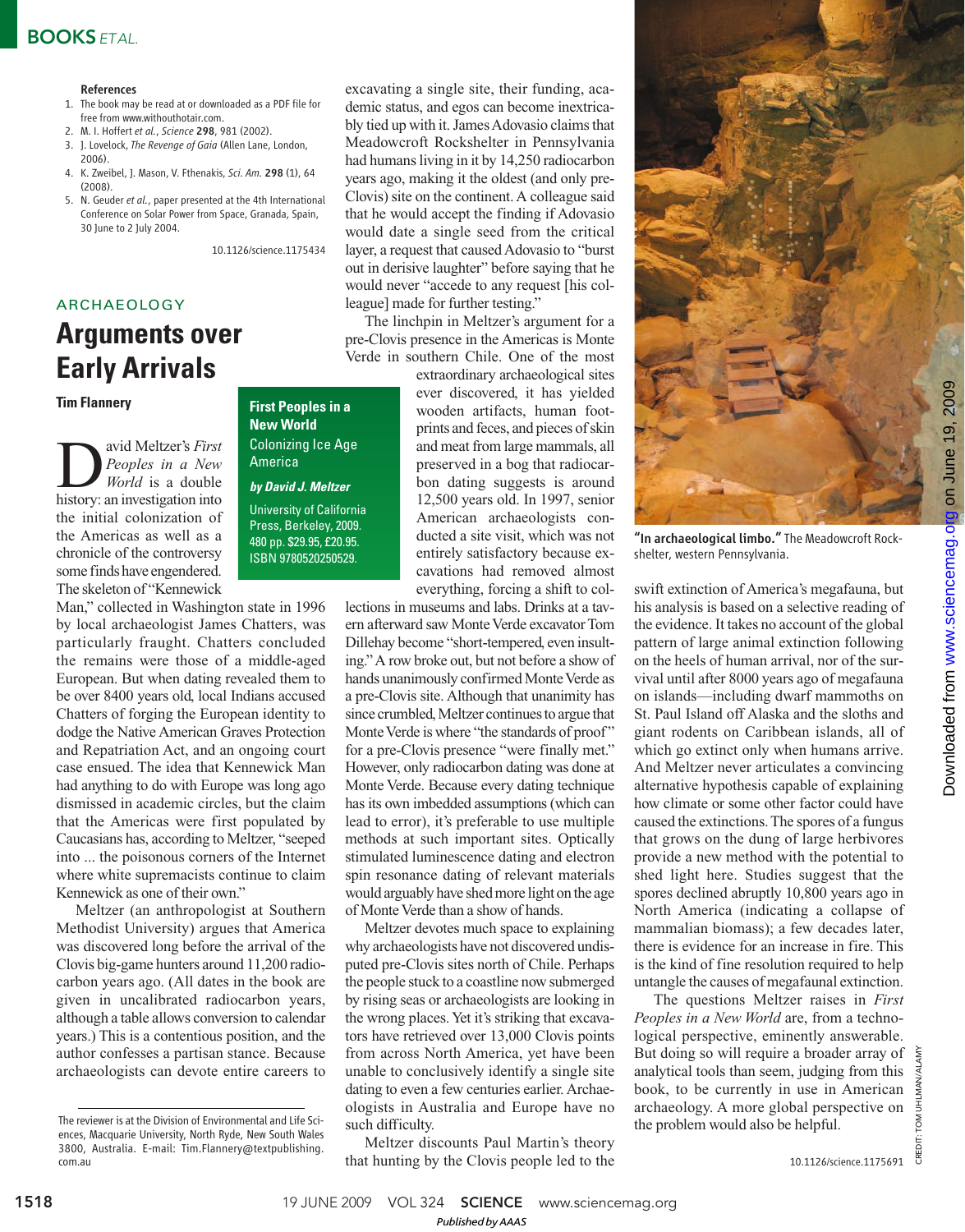**References**

1. The book may be read at or downloaded as a PDF file for free from www.withouthotair.com.
2. M. I. Hoffert *et al.*, *Science* **298**, 981 (2002).
3. J. Lovelock, *The Revenge of Gaia* (Allen Lane, London, 2006).
4. K. Zweibel, J. Mason, V. Fthenakis, *Sci. Am.* **298** (1), 64 (2008).
5. N. Geuder *et al.*, paper presented at the 4th International Conference on Solar Power from Space, Granada, Spain, 30 June to 2 July 2004.

10.1126/science.1175434

ARCHAEOLOGY

# Arguments over Early Arrivals

**Tim Flannery**

**First Peoples in a New World**
Colonizing Ice Age America
*by David J. Meltzer*
University of California Press, Berkeley, 2009. 480 pp. $29.95, £20.95. ISBN 9780520250529.

David Meltzer's *First Peoples in a New World* is a double history: an investigation into the initial colonization of the Americas as well as a chronicle of the controversy some finds have engendered. The skeleton of "Kennewick Man," collected in Washington state in 1996 by local archaeologist James Chatters, was particularly fraught. Chatters concluded the remains were those of a middle-aged European. But when dating revealed them to be over 8400 years old, local Indians accused Chatters of forging the European identity to dodge the Native American Graves Protection and Repatriation Act, and an ongoing court case ensued. The idea that Kennewick Man had anything to do with Europe was long ago dismissed in academic circles, but the claim that the Americas were first populated by Caucasians has, according to Meltzer, "seeped into ... the poisonous corners of the Internet where white supremacists continue to claim Kennewick as one of their own."

Meltzer (an anthropologist at Southern Methodist University) argues that America was discovered long before the arrival of the Clovis big-game hunters around 11,200 radiocarbon years ago. (All dates in the book are given in uncalibrated radiocarbon years, although a table allows conversion to calendar years.) This is a contentious position, and the author confesses a partisan stance. Because archaeologists can devote entire careers to excavating a single site, their funding, academic status, and egos can become inextricably tied up with it. James Adovasio claims that Meadowcroft Rockshelter in Pennsylvania had humans living in it by 14,250 radiocarbon years ago, making it the oldest (and only pre-Clovis) site on the continent. A colleague said that he would accept the finding if Adovasio would date a single seed from the critical layer, a request that caused Adovasio to "burst out in derisive laughter" before saying that he would never "accede to any request [his colleague] made for further testing."

The linchpin in Meltzer's argument for a pre-Clovis presence in the Americas is Monte Verde in southern Chile. One of the most extraordinary archaeological sites ever discovered, it has yielded wooden artifacts, human footprints and feces, and pieces of skin and meat from large mammals, all preserved in a bog that radiocarbon dating suggests is around 12,500 years old. In 1997, senior American archaeologists conducted a site visit, which was not entirely satisfactory because excavations had removed almost everything, forcing a shift to collections in museums and labs. Drinks at a tavern afterward saw Monte Verde excavator Tom Dillehay become "short-tempered, even insulting." A row broke out, but not before a show of hands unanimously confirmed Monte Verde as a pre-Clovis site. Although that unanimity has since crumbled, Meltzer continues to argue that Monte Verde is where "the standards of proof" for a pre-Clovis presence "were finally met." However, only radiocarbon dating was done at Monte Verde. Because every dating technique has its own imbedded assumptions (which can lead to error), it's preferable to use multiple methods at such important sites. Optically stimulated luminescence dating and electron spin resonance dating of relevant materials would arguably have shed more light on the age of Monte Verde than a show of hands.

Meltzer devotes much space to explaining why archaeologists have not discovered undisputed pre-Clovis sites north of Chile. Perhaps the people stuck to a coastline now submerged by rising seas or archaeologists are looking in the wrong places. Yet it's striking that excavators have retrieved over 13,000 Clovis points from across North America, yet have been unable to conclusively identify a single site dating to even a few centuries earlier. Archaeologists in Australia and Europe have no such difficulty.

Meltzer discounts Paul Martin's theory that hunting by the Clovis people led to the swift extinction of America's megafauna, but his analysis is based on a selective reading of the evidence. It takes no account of the global pattern of large animal extinction following on the heels of human arrival, nor of the survival until after 8000 years ago of megafauna on islands—including dwarf mammoths on St. Paul Island off Alaska and the sloths and giant rodents on Caribbean islands, all of which go extinct only when humans arrive. And Meltzer never articulates a convincing alternative hypothesis capable of explaining how climate or some other factor could have caused the extinctions. The spores of a fungus that grows on the dung of large herbivores provide a new method with the potential to shed light here. Studies suggest that the spores declined abruptly 10,800 years ago in North America (indicating a collapse of mammalian biomass); a few decades later, there is evidence for an increase in fire. This is the kind of fine resolution required to help untangle the causes of megafaunal extinction.

The questions Meltzer raises in *First Peoples in a New World* are, from a technological perspective, eminently answerable. But doing so will require a broader array of analytical tools than seem, judging from this book, to be currently in use in American archaeology. A more global perspective on the problem would also be helpful.

10.1126/science.1175691

"**In archaeological limbo.**" The Meadowcroft Rockshelter, western Pennsylvania.

CREDIT: TOM UHLMAN/ALAMY

The reviewer is at the Division of Environmental and Life Sciences, Macquarie University, North Ryde, New South Wales 3800, Australia. E-mail: Tim.Flannery@textpublishing.com.au